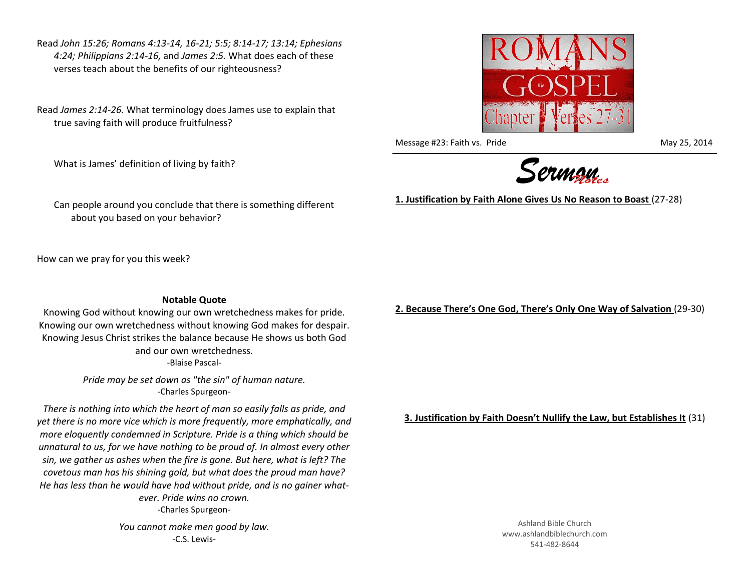Read *John 15:26; Romans 4:13-14, 16-21; 5:5; 8:14-17; 13:14; Ephesians 4:24; Philippians 2:14-16,* and *James 2:5.* What does each of these verses teach about the benefits of our righteousness?

Read *James 2:14-26.* What terminology does James use to explain that true saving faith will produce fruitfulness?

What is James' definition of living by faith?

Can people around you conclude that there is something different about you based on your behavior?

How can we pray for you this week?

**Notable Quote**

Knowing God without knowing our own wretchedness makes for pride. Knowing our own wretchedness without knowing God makes for despair. Knowing Jesus Christ strikes the balance because He shows us both God and our own wretchedness.
-Blaise Pascal-

*Pride may be set down as "the sin" of human nature.*
-Charles Spurgeon-

*There is nothing into which the heart of man so easily falls as pride, and yet there is no more vice which is more frequently, more emphatically, and more eloquently condemned in Scripture. Pride is a thing which should be unnatural to us, for we have nothing to be proud of. In almost every other sin, we gather us ashes when the fire is gone. But here, what is left? The covetous man has his shining gold, but what does the proud man have? He has less than he would have had without pride, and is no gainer whatever. Pride wins no crown.*
-Charles Spurgeon-

*You cannot make men good by law.*
-C.S. Lewis-

ROMANS the GOSPEL Chapter 3 Verses 27-31

Message #23: Faith vs. Pride

May 25, 2014

# Sermon Notes

**1. Justification by Faith Alone Gives Us No Reason to Boast** (27-28)

**2. Because There's One God, There's Only One Way of Salvation** (29-30)

**3. Justification by Faith Doesn't Nullify the Law, but Establishes It** (31)

Ashland Bible Church
www.ashlandbiblechurch.com
541-482-8644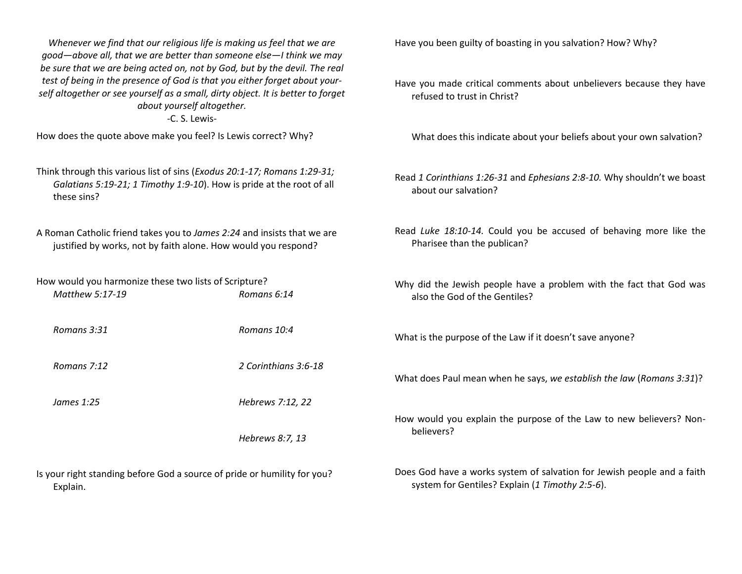*Whenever we find that our religious life is making us feel that we are good—above all, that we are better than someone else—I think we may be sure that we are being acted on, not by God, but by the devil. The real test of being in the presence of God is that you either forget about yourself altogether or see yourself as a small, dirty object. It is better to forget about yourself altogether.*

-C. S. Lewis-

How does the quote above make you feel? Is Lewis correct? Why?

Think through this various list of sins (*Exodus 20:1-17; Romans 1:29-31; Galatians 5:19-21; 1 Timothy 1:9-10*). How is pride at the root of all these sins?

A Roman Catholic friend takes you to *James 2:24* and insists that we are justified by works, not by faith alone. How would you respond?

How would you harmonize these two lists of Scripture?

| | |
|---|---|
| *Matthew 5:17-19* | *Romans 6:14* |
| *Romans 3:31* | *Romans 10:4* |
| *Romans 7:12* | *2 Corinthians 3:6-18* |
| *James 1:25* | *Hebrews 7:12, 22* |
| | *Hebrews 8:7, 13* |

Is your right standing before God a source of pride or humility for you? Explain.

Have you been guilty of boasting in you salvation? How? Why?

Have you made critical comments about unbelievers because they have refused to trust in Christ?

What does this indicate about your beliefs about your own salvation?

Read *1 Corinthians 1:26-31* and *Ephesians 2:8-10.* Why shouldn't we boast about our salvation?

Read *Luke 18:10-14.* Could you be accused of behaving more like the Pharisee than the publican?

Why did the Jewish people have a problem with the fact that God was also the God of the Gentiles?

What is the purpose of the Law if it doesn't save anyone?

What does Paul mean when he says, *we establish the law* (*Romans 3:31*)?

How would you explain the purpose of the Law to new believers? Non-believers?

Does God have a works system of salvation for Jewish people and a faith system for Gentiles? Explain (*1 Timothy 2:5-6*).